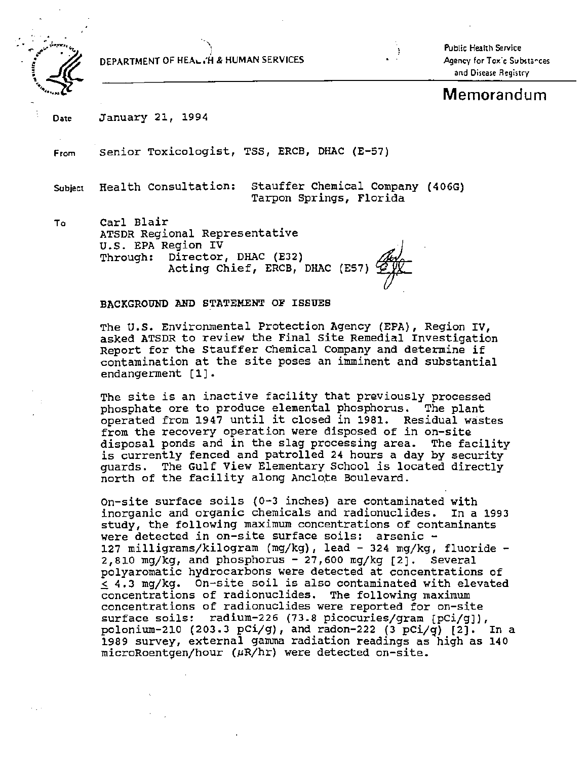DEPARTMENT OF HEALTH & HUMAN SERVICES

Public Health Service
Agency for Toxic Substances and Disease Registry

# Memorandum

Date January 21, 1994

From Senior Toxicologist, TSS, ERCB, DHAC (E-57)

Subject Health Consultation: Stauffer Chemical Company (406G)
Tarpon Springs, Florida

To Carl Blair
ATSDR Regional Representative
U.S. EPA Region IV
Through: Director, DHAC (E32)
Acting Chief, ERCB, DHAC (E57)

## BACKGROUND AND STATEMENT OF ISSUES

The U.S. Environmental Protection Agency (EPA), Region IV, asked ATSDR to review the Final Site Remedial Investigation Report for the Stauffer Chemical Company and determine if contamination at the site poses an imminent and substantial endangerment [1].

The site is an inactive facility that previously processed phosphate ore to produce elemental phosphorus. The plant operated from 1947 until it closed in 1981. Residual wastes from the recovery operation were disposed of in on-site disposal ponds and in the slag processing area. The facility is currently fenced and patrolled 24 hours a day by security guards. The Gulf View Elementary School is located directly north of the facility along Anclote Boulevard.

On-site surface soils (0-3 inches) are contaminated with inorganic and organic chemicals and radionuclides. In a 1993 study, the following maximum concentrations of contaminants were detected in on-site surface soils: arsenic - 127 milligrams/kilogram (mg/kg), lead - 324 mg/kg, fluoride - 2,810 mg/kg, and phosphorus - 27,600 mg/kg [2]. Several polyaromatic hydrocarbons were detected at concentrations of $\leq$ 4.3 mg/kg. On-site soil is also contaminated with elevated concentrations of radionuclides. The following maximum concentrations of radionuclides were reported for on-site surface soils: radium-226 (73.8 picocuries/gram [pCi/g]), polonium-210 (203.3 pCi/g), and radon-222 (3 pCi/g) [2]. In a 1989 survey, external gamma radiation readings as high as 140 microRoentgen/hour ($\mu$R/hr) were detected on-site.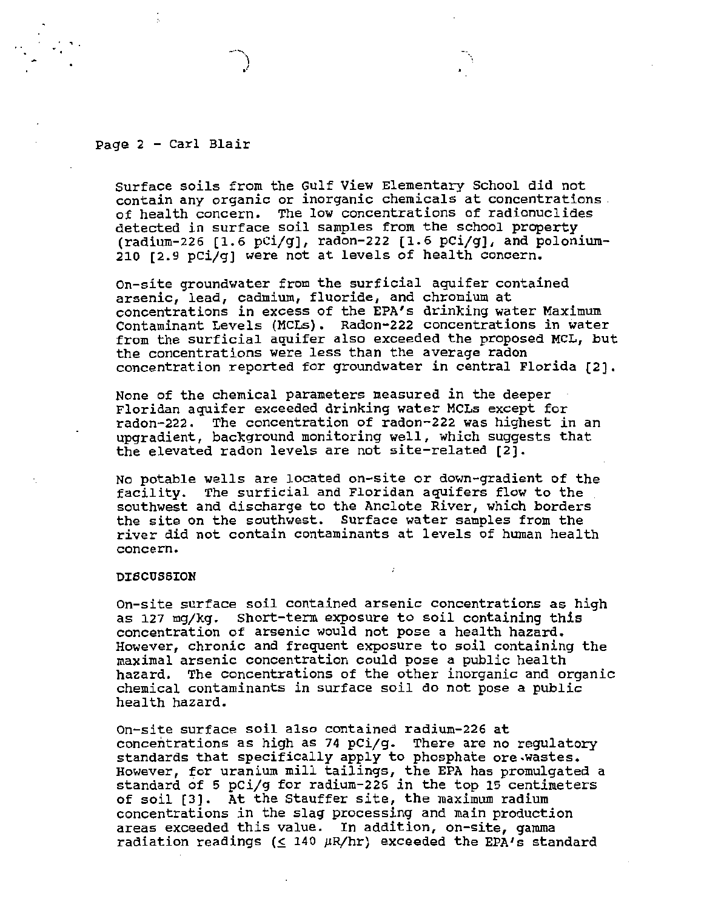Surface soils from the Gulf View Elementary School did not contain any organic or inorganic chemicals at concentrations of health concern. The low concentrations of radionuclides detected in surface soil samples from the school property (radium-226 [1.6 pCi/g], radon-222 [1.6 pCi/g], and polonium-210 [2.9 pCi/g] were not at levels of health concern.

On-site groundwater from the surficial aquifer contained arsenic, lead, cadmium, fluoride, and chromium at concentrations in excess of the EPA's drinking water Maximum Contaminant Levels (MCLs). Radon-222 concentrations in water from the surficial aquifer also exceeded the proposed MCL, but the concentrations were less than the average radon concentration reported for groundwater in central Florida [2].

None of the chemical parameters measured in the deeper Floridan aquifer exceeded drinking water MCLs except for radon-222. The concentration of radon-222 was highest in an upgradient, background monitoring well, which suggests that the elevated radon levels are not site-related [2].

No potable wells are located on-site or down-gradient of the facility. The surficial and Floridan aquifers flow to the southwest and discharge to the Anclote River, which borders the site on the southwest. Surface water samples from the river did not contain contaminants at levels of human health concern.

## DISCUSSION

On-site surface soil contained arsenic concentrations as high as 127 mg/kg. Short-term exposure to soil containing this concentration of arsenic would not pose a health hazard. However, chronic and frequent exposure to soil containing the maximal arsenic concentration could pose a public health hazard. The concentrations of the other inorganic and organic chemical contaminants in surface soil do not pose a public health hazard.

On-site surface soil also contained radium-226 at concentrations as high as 74 pCi/g. There are no regulatory standards that specifically apply to phosphate ore wastes. However, for uranium mill tailings, the EPA has promulgated a standard of 5 pCi/g for radium-226 in the top 15 centimeters of soil [3]. At the Stauffer site, the maximum radium concentrations in the slag processing and main production areas exceeded this value. In addition, on-site, gamma radiation readings ($\leq$ 140 $\mu$R/hr) exceeded the EPA's standard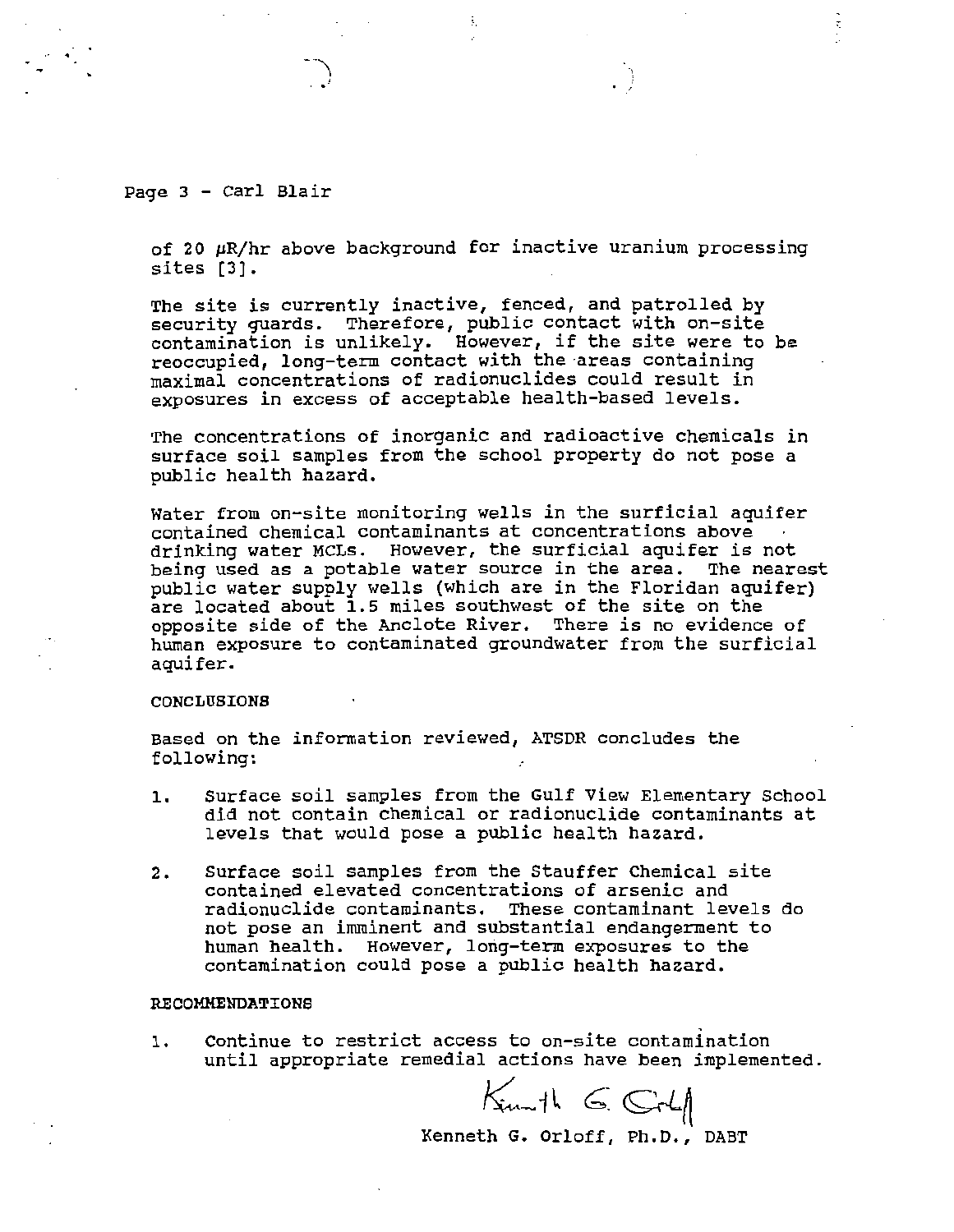of 20 μR/hr above background for inactive uranium processing sites [3].

The site is currently inactive, fenced, and patrolled by security guards. Therefore, public contact with on-site contamination is unlikely. However, if the site were to be reoccupied, long-term contact with the areas containing maximal concentrations of radionuclides could result in exposures in excess of acceptable health-based levels.

The concentrations of inorganic and radioactive chemicals in surface soil samples from the school property do not pose a public health hazard.

Water from on-site monitoring wells in the surficial aquifer contained chemical contaminants at concentrations above drinking water MCLs. However, the surficial aquifer is not being used as a potable water source in the area. The nearest public water supply wells (which are in the Floridan aquifer) are located about 1.5 miles southwest of the site on the opposite side of the Anclote River. There is no evidence of human exposure to contaminated groundwater from the surficial aquifer.

## CONCLUSIONS

Based on the information reviewed, ATSDR concludes the following:

1. Surface soil samples from the Gulf View Elementary School did not contain chemical or radionuclide contaminants at levels that would pose a public health hazard.

2. Surface soil samples from the Stauffer Chemical site contained elevated concentrations of arsenic and radionuclide contaminants. These contaminant levels do not pose an imminent and substantial endangerment to human health. However, long-term exposures to the contamination could pose a public health hazard.

## RECOMMENDATIONS

1. Continue to restrict access to on-site contamination until appropriate remedial actions have been implemented.

Kenneth G. Orloff

Kenneth G. Orloff, Ph.D., DABT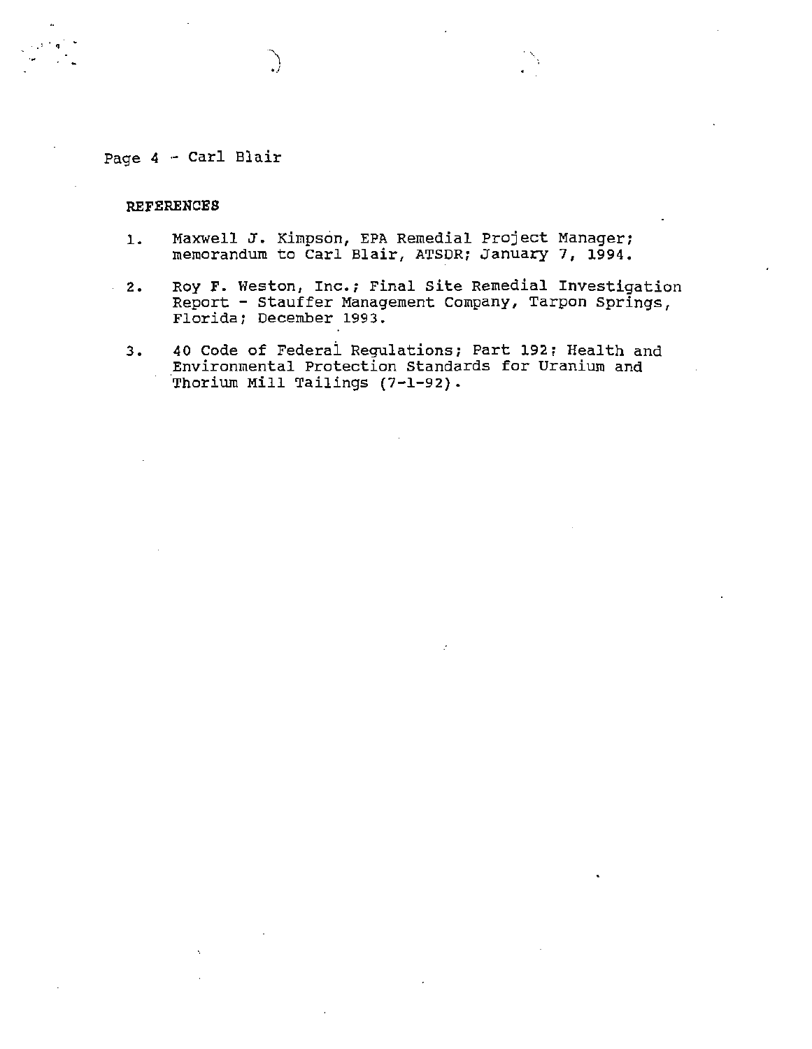Page 4 - Carl Blair

**REFERENCES**

1. Maxwell J. Kimpson, EPA Remedial Project Manager; memorandum to Carl Blair, ATSDR; January 7, 1994.

2. Roy F. Weston, Inc.; Final Site Remedial Investigation Report - Stauffer Management Company, Tarpon Springs, Florida; December 1993.

3. 40 Code of Federal Regulations; Part 192; Health and Environmental Protection Standards for Uranium and Thorium Mill Tailings (7-1-92).